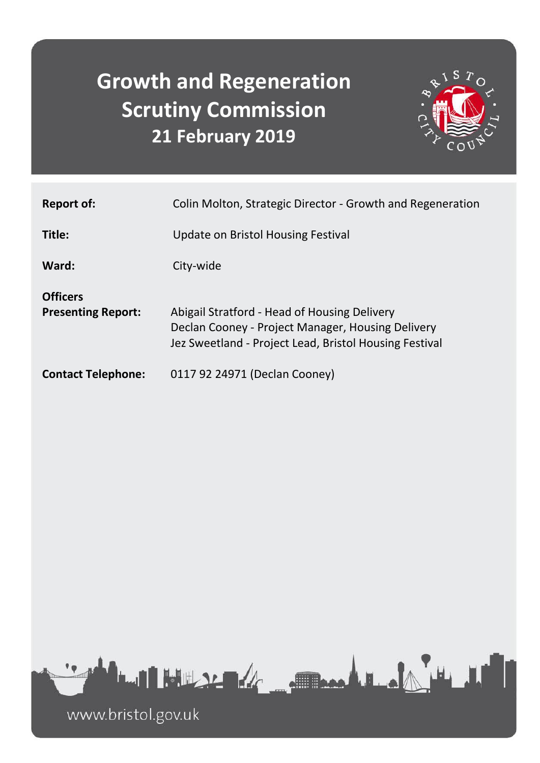# Growth and Regeneration Scrutiny Commission

## 21 February 2019

| | |
|---|---|
| **Report of:** | Colin Molton, Strategic Director - Growth and Regeneration |
| **Title:** | Update on Bristol Housing Festival |
| **Ward:** | City-wide |
| **Officers Presenting Report:** | Abigail Stratford - Head of Housing Delivery<br>Declan Cooney - Project Manager, Housing Delivery<br>Jez Sweetland - Project Lead, Bristol Housing Festival |
| **Contact Telephone:** | 0117 92 24971 (Declan Cooney) |

www.bristol.gov.uk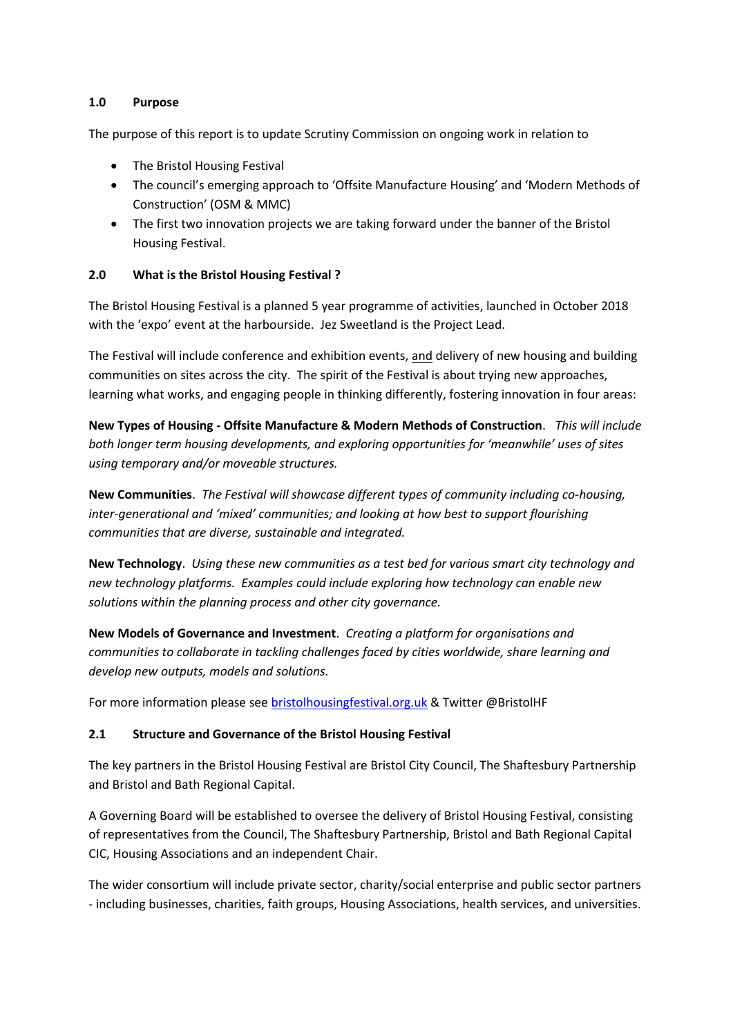## 1.0 Purpose

The purpose of this report is to update Scrutiny Commission on ongoing work in relation to

- The Bristol Housing Festival
- The council's emerging approach to 'Offsite Manufacture Housing' and 'Modern Methods of Construction' (OSM & MMC)
- The first two innovation projects we are taking forward under the banner of the Bristol Housing Festival.

## 2.0 What is the Bristol Housing Festival ?

The Bristol Housing Festival is a planned 5 year programme of activities, launched in October 2018 with the 'expo' event at the harbourside. Jez Sweetland is the Project Lead.

The Festival will include conference and exhibition events, and delivery of new housing and building communities on sites across the city. The spirit of the Festival is about trying new approaches, learning what works, and engaging people in thinking differently, fostering innovation in four areas:

**New Types of Housing - Offsite Manufacture & Modern Methods of Construction**. *This will include both longer term housing developments, and exploring opportunities for 'meanwhile' uses of sites using temporary and/or moveable structures.*

**New Communities**. *The Festival will showcase different types of community including co-housing, inter-generational and 'mixed' communities; and looking at how best to support flourishing communities that are diverse, sustainable and integrated.*

**New Technology**. *Using these new communities as a test bed for various smart city technology and new technology platforms. Examples could include exploring how technology can enable new solutions within the planning process and other city governance.*

**New Models of Governance and Investment**. *Creating a platform for organisations and communities to collaborate in tackling challenges faced by cities worldwide, share learning and develop new outputs, models and solutions.*

For more information please see [bristolhousingfestival.org.uk](bristolhousingfestival.org.uk) & Twitter @BristolHF

### 2.1 Structure and Governance of the Bristol Housing Festival

The key partners in the Bristol Housing Festival are Bristol City Council, The Shaftesbury Partnership and Bristol and Bath Regional Capital.

A Governing Board will be established to oversee the delivery of Bristol Housing Festival, consisting of representatives from the Council, The Shaftesbury Partnership, Bristol and Bath Regional Capital CIC, Housing Associations and an independent Chair.

The wider consortium will include private sector, charity/social enterprise and public sector partners - including businesses, charities, faith groups, Housing Associations, health services, and universities.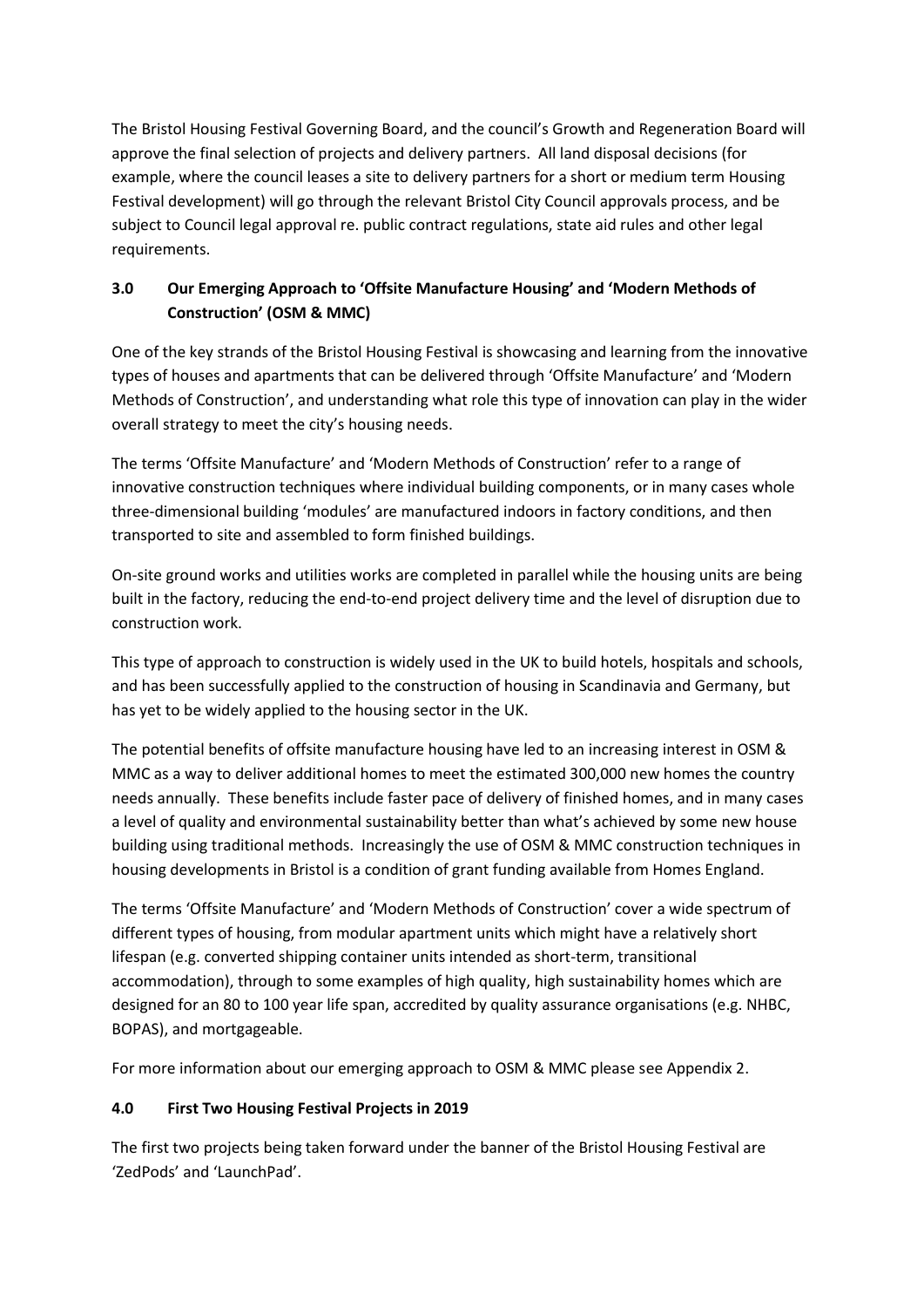The Bristol Housing Festival Governing Board, and the council's Growth and Regeneration Board will approve the final selection of projects and delivery partners. All land disposal decisions (for example, where the council leases a site to delivery partners for a short or medium term Housing Festival development) will go through the relevant Bristol City Council approvals process, and be subject to Council legal approval re. public contract regulations, state aid rules and other legal requirements.

## 3.0 Our Emerging Approach to 'Offsite Manufacture Housing' and 'Modern Methods of Construction' (OSM & MMC)

One of the key strands of the Bristol Housing Festival is showcasing and learning from the innovative types of houses and apartments that can be delivered through 'Offsite Manufacture' and 'Modern Methods of Construction', and understanding what role this type of innovation can play in the wider overall strategy to meet the city's housing needs.

The terms 'Offsite Manufacture' and 'Modern Methods of Construction' refer to a range of innovative construction techniques where individual building components, or in many cases whole three-dimensional building 'modules' are manufactured indoors in factory conditions, and then transported to site and assembled to form finished buildings.

On-site ground works and utilities works are completed in parallel while the housing units are being built in the factory, reducing the end-to-end project delivery time and the level of disruption due to construction work.

This type of approach to construction is widely used in the UK to build hotels, hospitals and schools, and has been successfully applied to the construction of housing in Scandinavia and Germany, but has yet to be widely applied to the housing sector in the UK.

The potential benefits of offsite manufacture housing have led to an increasing interest in OSM & MMC as a way to deliver additional homes to meet the estimated 300,000 new homes the country needs annually. These benefits include faster pace of delivery of finished homes, and in many cases a level of quality and environmental sustainability better than what's achieved by some new house building using traditional methods. Increasingly the use of OSM & MMC construction techniques in housing developments in Bristol is a condition of grant funding available from Homes England.

The terms 'Offsite Manufacture' and 'Modern Methods of Construction' cover a wide spectrum of different types of housing, from modular apartment units which might have a relatively short lifespan (e.g. converted shipping container units intended as short-term, transitional accommodation), through to some examples of high quality, high sustainability homes which are designed for an 80 to 100 year life span, accredited by quality assurance organisations (e.g. NHBC, BOPAS), and mortgageable.

For more information about our emerging approach to OSM & MMC please see Appendix 2.

## 4.0 First Two Housing Festival Projects in 2019

The first two projects being taken forward under the banner of the Bristol Housing Festival are 'ZedPods' and 'LaunchPad'.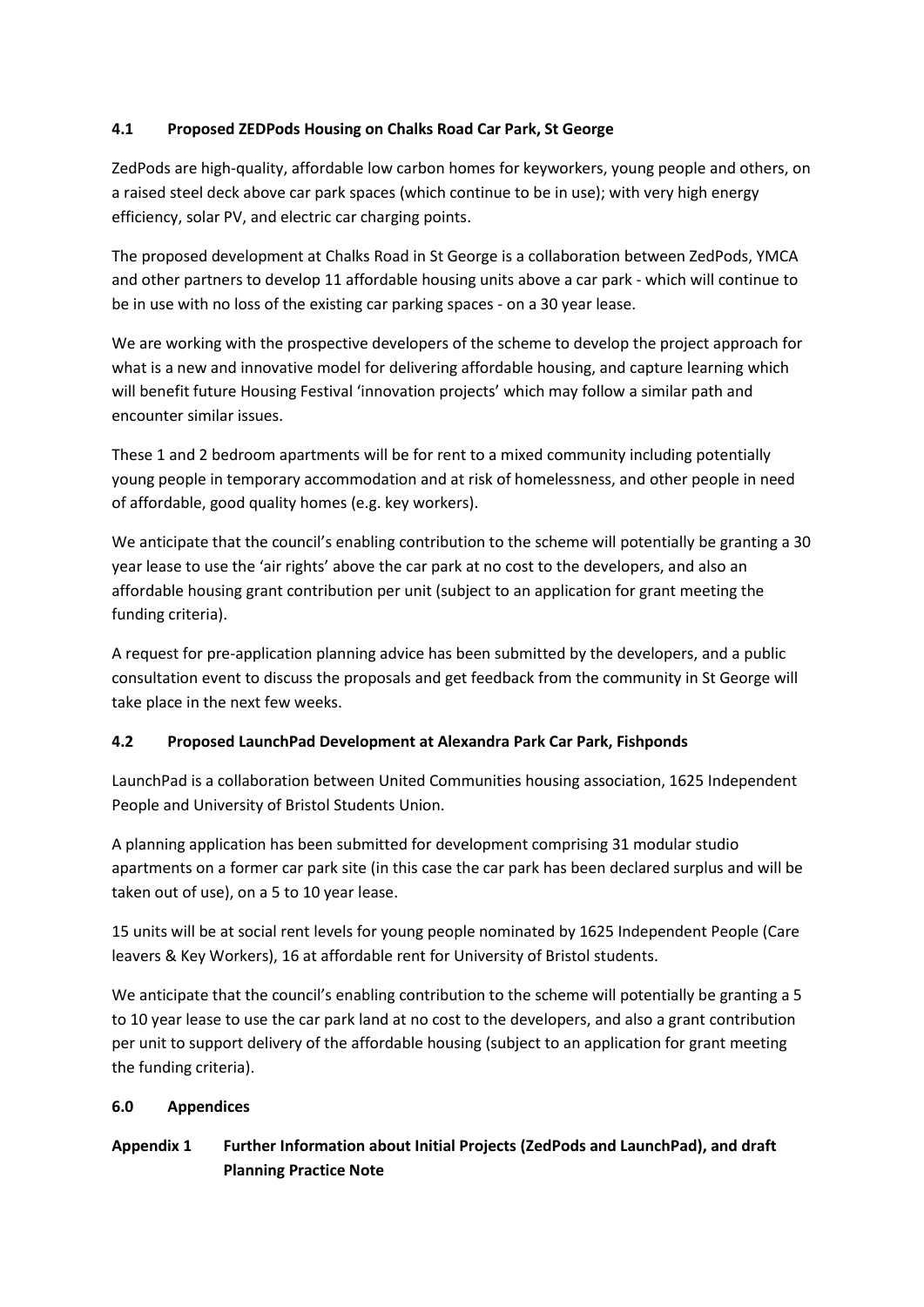### 4.1 Proposed ZEDPods Housing on Chalks Road Car Park, St George

ZedPods are high-quality, affordable low carbon homes for keyworkers, young people and others, on a raised steel deck above car park spaces (which continue to be in use); with very high energy efficiency, solar PV, and electric car charging points.

The proposed development at Chalks Road in St George is a collaboration between ZedPods, YMCA and other partners to develop 11 affordable housing units above a car park - which will continue to be in use with no loss of the existing car parking spaces - on a 30 year lease.

We are working with the prospective developers of the scheme to develop the project approach for what is a new and innovative model for delivering affordable housing, and capture learning which will benefit future Housing Festival 'innovation projects' which may follow a similar path and encounter similar issues.

These 1 and 2 bedroom apartments will be for rent to a mixed community including potentially young people in temporary accommodation and at risk of homelessness, and other people in need of affordable, good quality homes (e.g. key workers).

We anticipate that the council's enabling contribution to the scheme will potentially be granting a 30 year lease to use the 'air rights' above the car park at no cost to the developers, and also an affordable housing grant contribution per unit (subject to an application for grant meeting the funding criteria).

A request for pre-application planning advice has been submitted by the developers, and a public consultation event to discuss the proposals and get feedback from the community in St George will take place in the next few weeks.

### 4.2 Proposed LaunchPad Development at Alexandra Park Car Park, Fishponds

LaunchPad is a collaboration between United Communities housing association, 1625 Independent People and University of Bristol Students Union.

A planning application has been submitted for development comprising 31 modular studio apartments on a former car park site (in this case the car park has been declared surplus and will be taken out of use), on a 5 to 10 year lease.

15 units will be at social rent levels for young people nominated by 1625 Independent People (Care leavers & Key Workers), 16 at affordable rent for University of Bristol students.

We anticipate that the council's enabling contribution to the scheme will potentially be granting a 5 to 10 year lease to use the car park land at no cost to the developers, and also a grant contribution per unit to support delivery of the affordable housing (subject to an application for grant meeting the funding criteria).

## 6.0 Appendices

**Appendix 1 Further Information about Initial Projects (ZedPods and LaunchPad), and draft Planning Practice Note**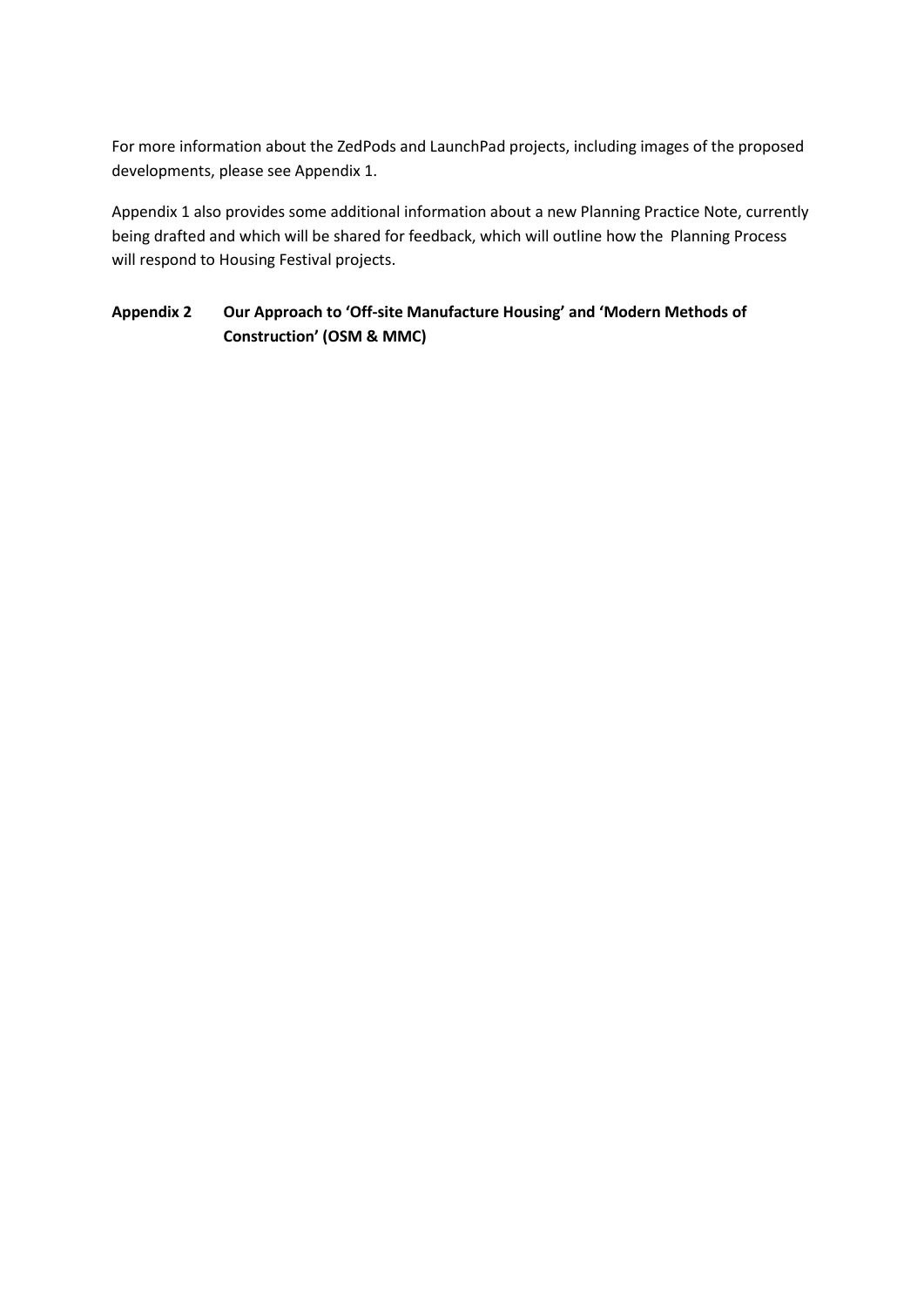For more information about the ZedPods and LaunchPad projects, including images of the proposed developments, please see Appendix 1.

Appendix 1 also provides some additional information about a new Planning Practice Note, currently being drafted and which will be shared for feedback, which will outline how the Planning Process will respond to Housing Festival projects.

**Appendix 2 Our Approach to 'Off-site Manufacture Housing' and 'Modern Methods of Construction' (OSM & MMC)**